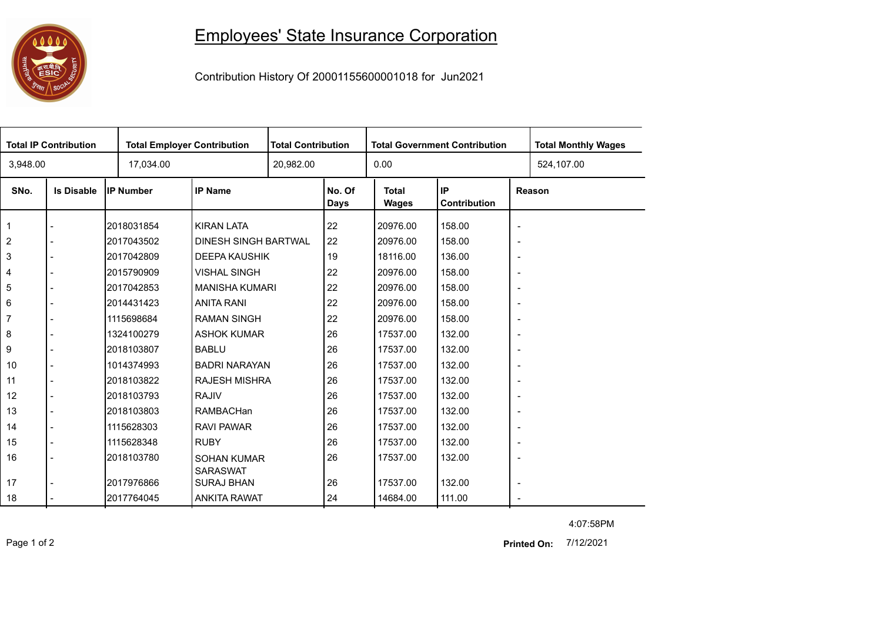# Employees' State Insurance Corporation

Contribution History Of 20001155600001018 for Jun2021

| Total IP Contribution | Total Employer Contribution | Total Contribution | Total Government Contribution | Total Monthly Wages |
|---|---|---|---|---|
| 3,948.00 | 17,034.00 | 20,982.00 | 0.00 | 524,107.00 |

| SNo. | Is Disable | IP Number | IP Name | No. Of Days | Total Wages | IP Contribution | Reason |
|---|---|---|---|---|---|---|---|
| 1 | - | 2018031854 | KIRAN LATA | 22 | 20976.00 | 158.00 | - |
| 2 | - | 2017043502 | DINESH SINGH BARTWAL | 22 | 20976.00 | 158.00 | - |
| 3 | - | 2017042809 | DEEPA KAUSHIK | 19 | 18116.00 | 136.00 | - |
| 4 | - | 2015790909 | VISHAL SINGH | 22 | 20976.00 | 158.00 | - |
| 5 | - | 2017042853 | MANISHA KUMARI | 22 | 20976.00 | 158.00 | - |
| 6 | - | 2014431423 | ANITA RANI | 22 | 20976.00 | 158.00 | - |
| 7 | - | 1115698684 | RAMAN SINGH | 22 | 20976.00 | 158.00 | - |
| 8 | - | 1324100279 | ASHOK KUMAR | 26 | 17537.00 | 132.00 | - |
| 9 | - | 2018103807 | BABLU | 26 | 17537.00 | 132.00 | - |
| 10 | - | 1014374993 | BADRI NARAYAN | 26 | 17537.00 | 132.00 | - |
| 11 | - | 2018103822 | RAJESH MISHRA | 26 | 17537.00 | 132.00 | - |
| 12 | - | 2018103793 | RAJIV | 26 | 17537.00 | 132.00 | - |
| 13 | - | 2018103803 | RAMBACHan | 26 | 17537.00 | 132.00 | - |
| 14 | - | 1115628303 | RAVI PAWAR | 26 | 17537.00 | 132.00 | - |
| 15 | - | 1115628348 | RUBY | 26 | 17537.00 | 132.00 | - |
| 16 | - | 2018103780 | SOHAN KUMAR SARASWAT | 26 | 17537.00 | 132.00 | - |
| 17 | - | 2017976866 | SURAJ BHAN | 26 | 17537.00 | 132.00 | - |
| 18 | - | 2017764045 | ANKITA RAWAT | 24 | 14684.00 | 111.00 | - |

4:07:58PM

**Printed On:** 7/12/2021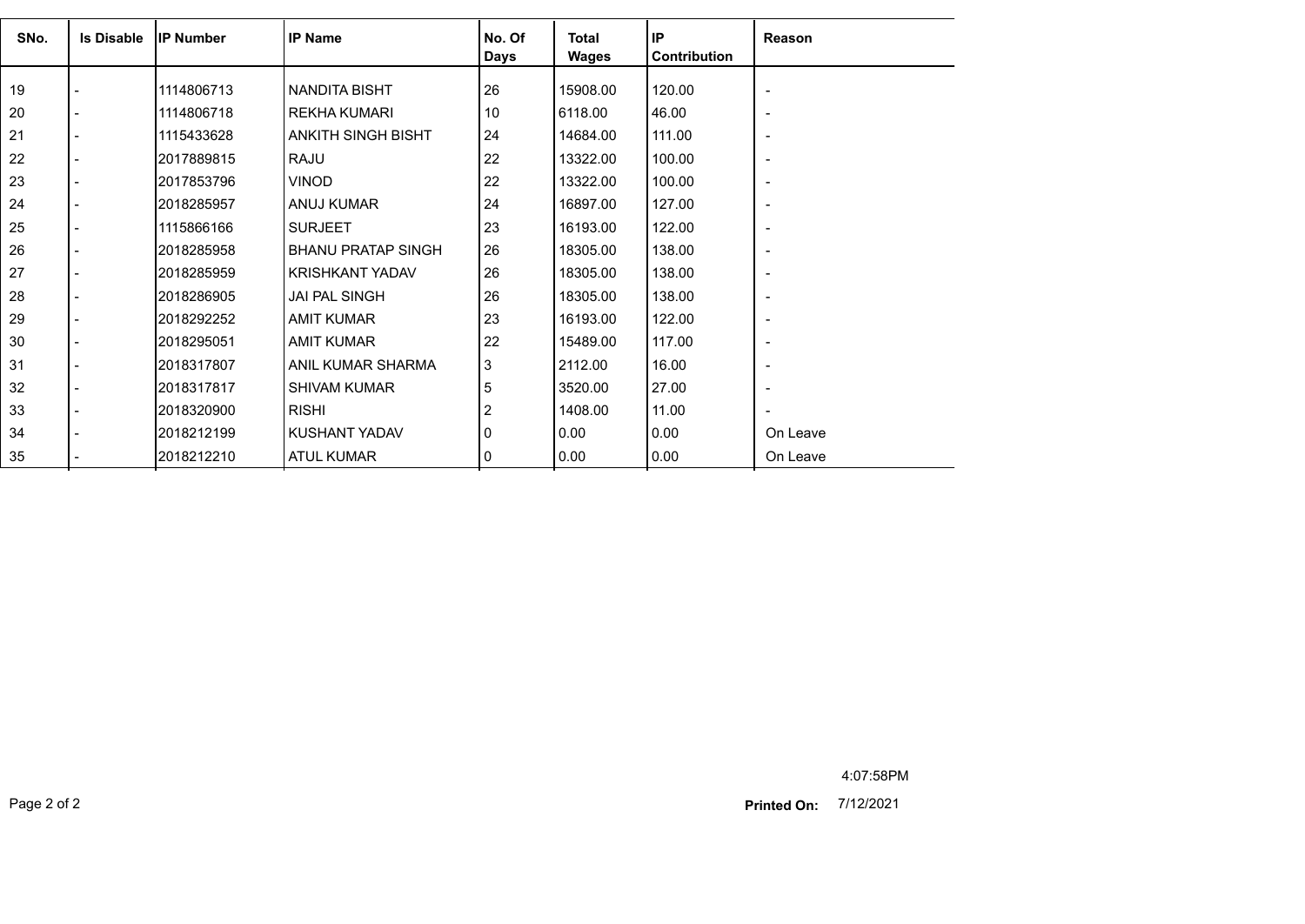| SNo. | Is Disable | IP Number | IP Name | No. Of Days | Total Wages | IP Contribution | Reason |
|---|---|---|---|---|---|---|---|
| 19 | - | 1114806713 | NANDITA BISHT | 26 | 15908.00 | 120.00 | - |
| 20 | - | 1114806718 | REKHA KUMARI | 10 | 6118.00 | 46.00 | - |
| 21 | - | 1115433628 | ANKITH SINGH BISHT | 24 | 14684.00 | 111.00 | - |
| 22 | - | 2017889815 | RAJU | 22 | 13322.00 | 100.00 | - |
| 23 | - | 2017853796 | VINOD | 22 | 13322.00 | 100.00 | - |
| 24 | - | 2018285957 | ANUJ KUMAR | 24 | 16897.00 | 127.00 | - |
| 25 | - | 1115866166 | SURJEET | 23 | 16193.00 | 122.00 | - |
| 26 | - | 2018285958 | BHANU PRATAP SINGH | 26 | 18305.00 | 138.00 | - |
| 27 | - | 2018285959 | KRISHKANT YADAV | 26 | 18305.00 | 138.00 | - |
| 28 | - | 2018286905 | JAI PAL SINGH | 26 | 18305.00 | 138.00 | - |
| 29 | - | 2018292252 | AMIT KUMAR | 23 | 16193.00 | 122.00 | - |
| 30 | - | 2018295051 | AMIT KUMAR | 22 | 15489.00 | 117.00 | - |
| 31 | - | 2018317807 | ANIL KUMAR SHARMA | 3 | 2112.00 | 16.00 | - |
| 32 | - | 2018317817 | SHIVAM KUMAR | 5 | 3520.00 | 27.00 | - |
| 33 | - | 2018320900 | RISHI | 2 | 1408.00 | 11.00 | - |
| 34 | - | 2018212199 | KUSHANT YADAV | 0 | 0.00 | 0.00 | On Leave |
| 35 | - | 2018212210 | ATUL KUMAR | 0 | 0.00 | 0.00 | On Leave |

4:07:58PM

**Printed On:** 7/12/2021